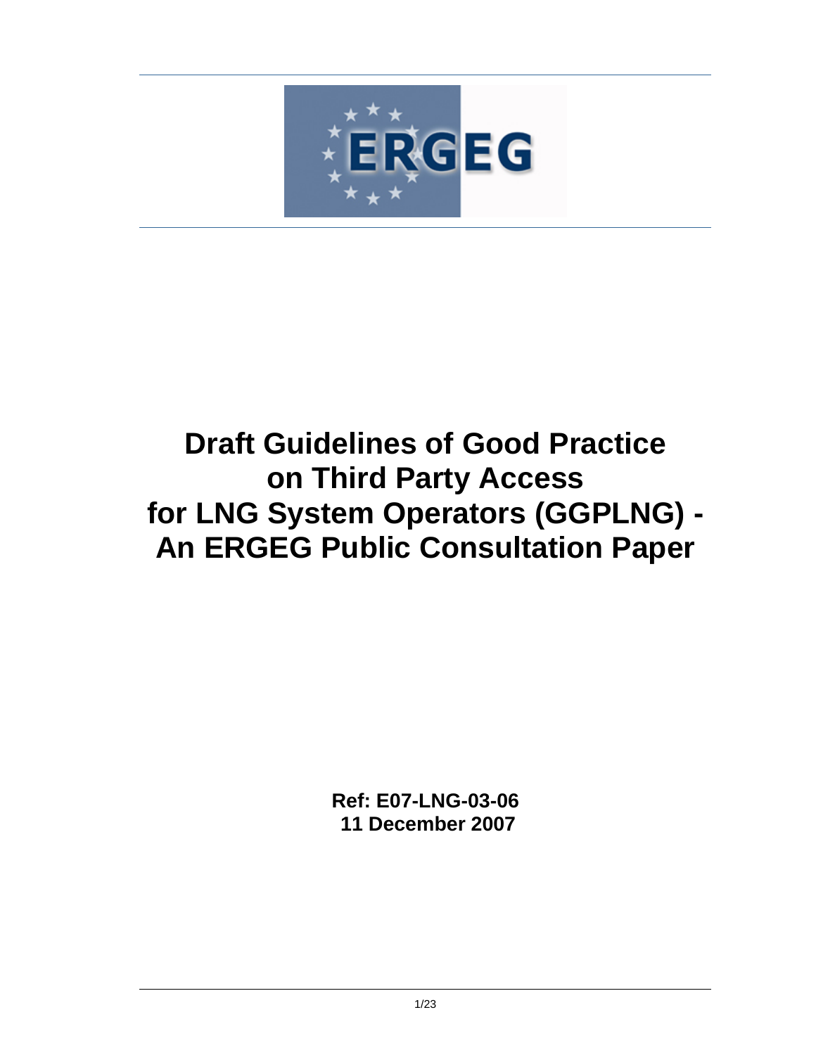ERGEG

# Draft Guidelines of Good Practice on Third Party Access for LNG System Operators (GGPLNG) - An ERGEG Public Consultation Paper

**Ref: E07-LNG-03-06**
**11 December 2007**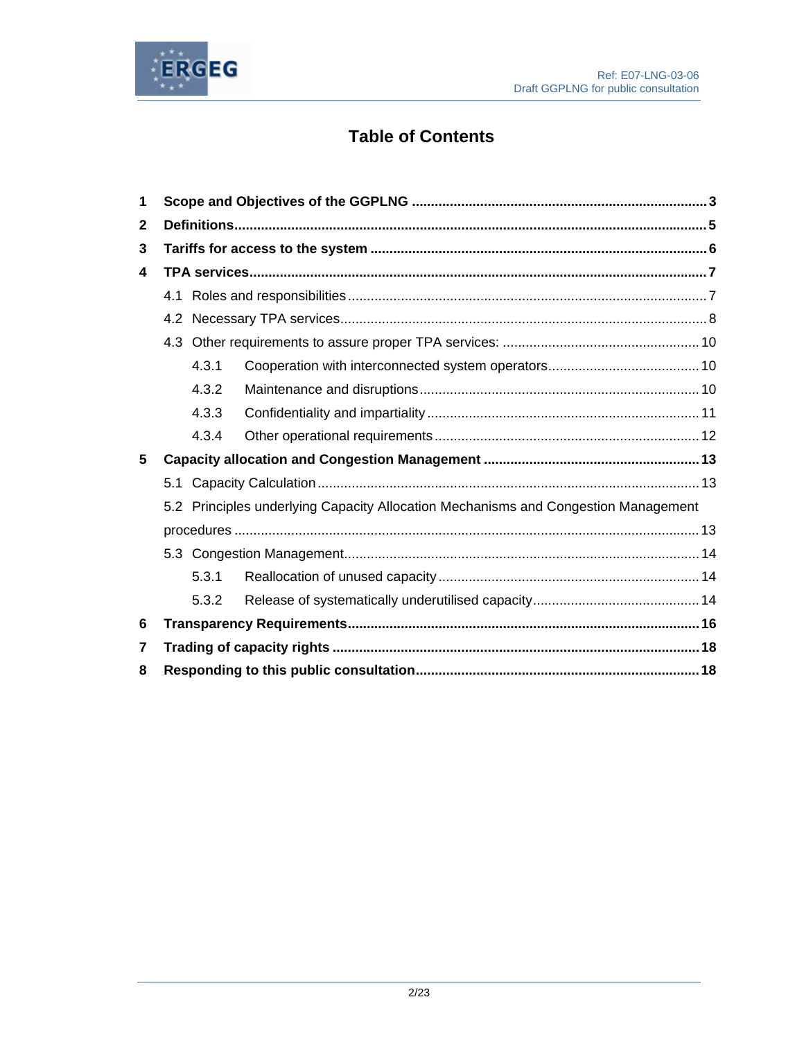# Table of Contents

**1 Scope and Objectives of the GGPLNG** ..... 3

**2 Definitions** ..... 5

**3 Tariffs for access to the system** ..... 6

**4 TPA services** ..... 7

- 4.1 Roles and responsibilities ..... 7
- 4.2 Necessary TPA services ..... 8
- 4.3 Other requirements to assure proper TPA services: ..... 10
  - 4.3.1 Cooperation with interconnected system operators ..... 10
  - 4.3.2 Maintenance and disruptions ..... 10
  - 4.3.3 Confidentiality and impartiality ..... 11
  - 4.3.4 Other operational requirements ..... 12

**5 Capacity allocation and Congestion Management** ..... 13

- 5.1 Capacity Calculation ..... 13
- 5.2 Principles underlying Capacity Allocation Mechanisms and Congestion Management procedures ..... 13
- 5.3 Congestion Management ..... 14
  - 5.3.1 Reallocation of unused capacity ..... 14
  - 5.3.2 Release of systematically underutilised capacity ..... 14

**6 Transparency Requirements** ..... 16

**7 Trading of capacity rights** ..... 18

**8 Responding to this public consultation** ..... 18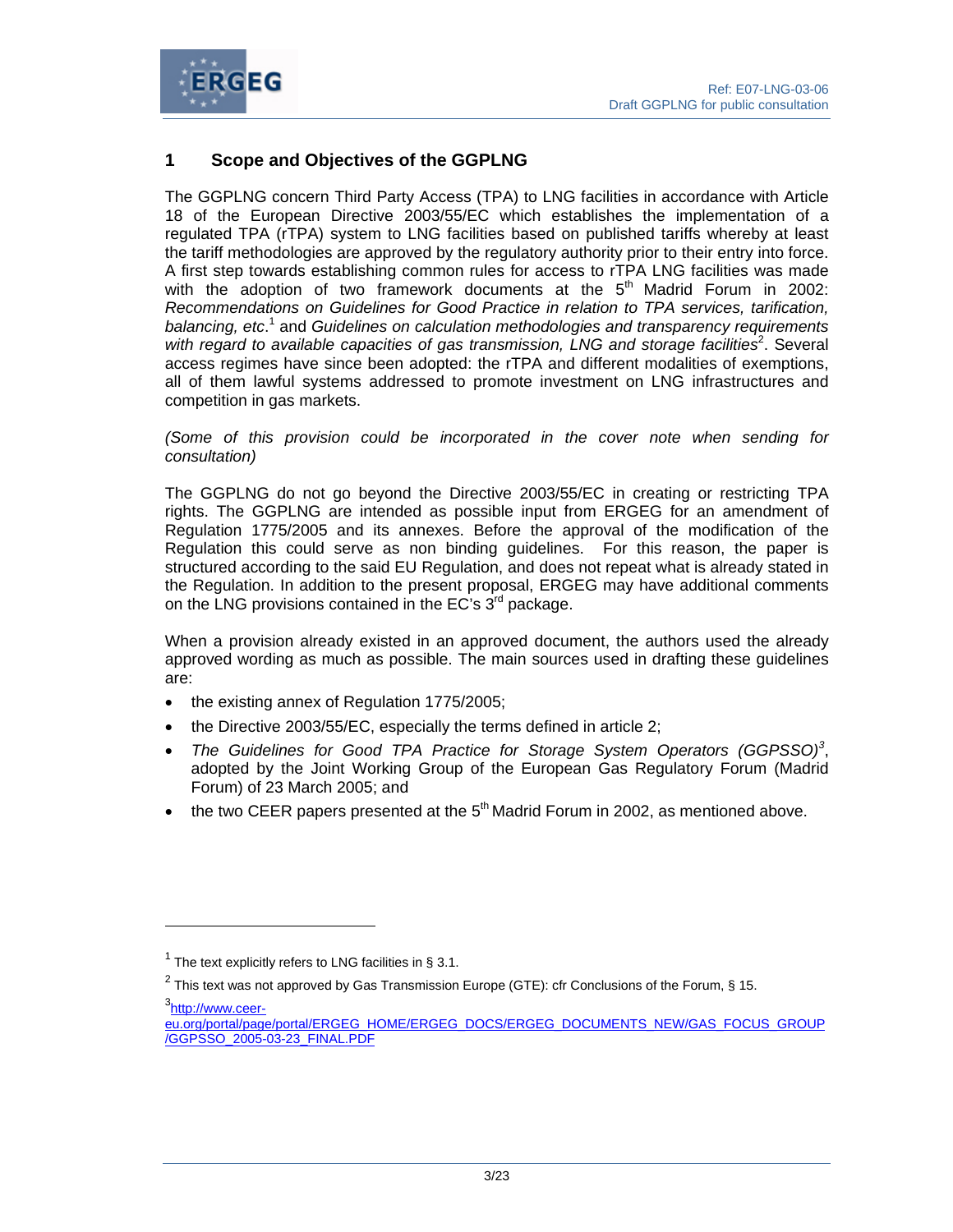## 1 Scope and Objectives of the GGPLNG

The GGPLNG concern Third Party Access (TPA) to LNG facilities in accordance with Article 18 of the European Directive 2003/55/EC which establishes the implementation of a regulated TPA (rTPA) system to LNG facilities based on published tariffs whereby at least the tariff methodologies are approved by the regulatory authority prior to their entry into force. A first step towards establishing common rules for access to rTPA LNG facilities was made with the adoption of two framework documents at the 5th Madrid Forum in 2002: *Recommendations on Guidelines for Good Practice in relation to TPA services, tarification, balancing, etc*.[1] and *Guidelines on calculation methodologies and transparency requirements with regard to available capacities of gas transmission, LNG and storage facilities*[2]. Several access regimes have since been adopted: the rTPA and different modalities of exemptions, all of them lawful systems addressed to promote investment on LNG infrastructures and competition in gas markets.

*(Some of this provision could be incorporated in the cover note when sending for consultation)*

The GGPLNG do not go beyond the Directive 2003/55/EC in creating or restricting TPA rights. The GGPLNG are intended as possible input from ERGEG for an amendment of Regulation 1775/2005 and its annexes. Before the approval of the modification of the Regulation this could serve as non binding guidelines. For this reason, the paper is structured according to the said EU Regulation, and does not repeat what is already stated in the Regulation. In addition to the present proposal, ERGEG may have additional comments on the LNG provisions contained in the EC's 3rd package.

When a provision already existed in an approved document, the authors used the already approved wording as much as possible. The main sources used in drafting these guidelines are:

- the existing annex of Regulation 1775/2005;
- the Directive 2003/55/EC, especially the terms defined in article 2;
- *The Guidelines for Good TPA Practice for Storage System Operators (GGPSSO)*[3], adopted by the Joint Working Group of the European Gas Regulatory Forum (Madrid Forum) of 23 March 2005; and
- the two CEER papers presented at the 5th Madrid Forum in 2002, as mentioned above.

---

[1] The text explicitly refers to LNG facilities in § 3.1.

[2] This text was not approved by Gas Transmission Europe (GTE): cfr Conclusions of the Forum, § 15.

[3] http://www.ceer-eu.org/portal/page/portal/ERGEG_HOME/ERGEG_DOCS/ERGEG_DOCUMENTS_NEW/GAS_FOCUS_GROUP/GGPSSO_2005-03-23_FINAL.PDF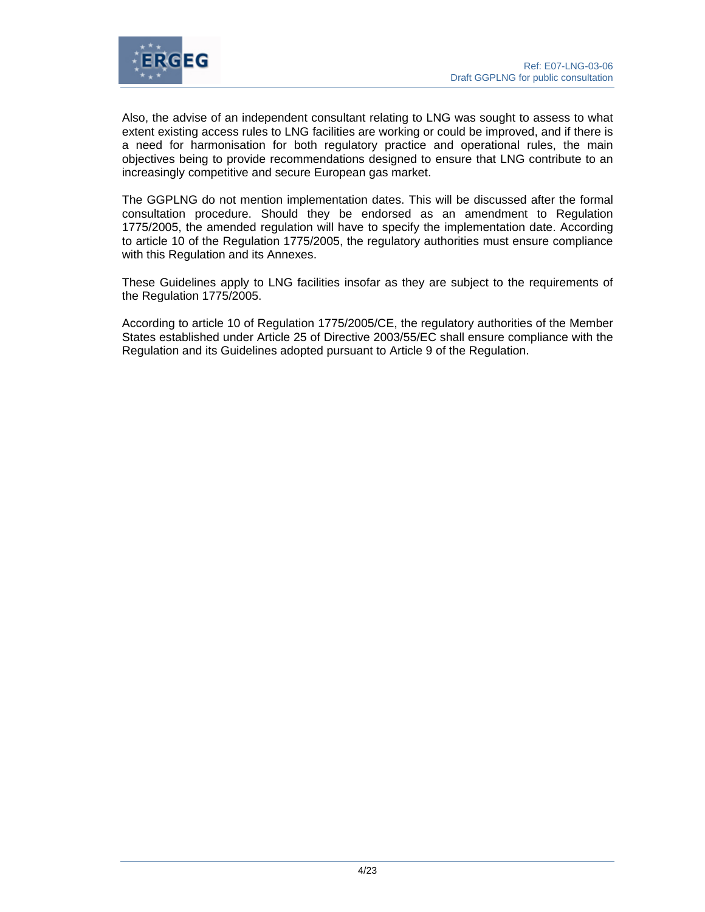Also, the advise of an independent consultant relating to LNG was sought to assess to what extent existing access rules to LNG facilities are working or could be improved, and if there is a need for harmonisation for both regulatory practice and operational rules, the main objectives being to provide recommendations designed to ensure that LNG contribute to an increasingly competitive and secure European gas market.

The GGPLNG do not mention implementation dates. This will be discussed after the formal consultation procedure. Should they be endorsed as an amendment to Regulation 1775/2005, the amended regulation will have to specify the implementation date. According to article 10 of the Regulation 1775/2005, the regulatory authorities must ensure compliance with this Regulation and its Annexes.

These Guidelines apply to LNG facilities insofar as they are subject to the requirements of the Regulation 1775/2005.

According to article 10 of Regulation 1775/2005/CE, the regulatory authorities of the Member States established under Article 25 of Directive 2003/55/EC shall ensure compliance with the Regulation and its Guidelines adopted pursuant to Article 9 of the Regulation.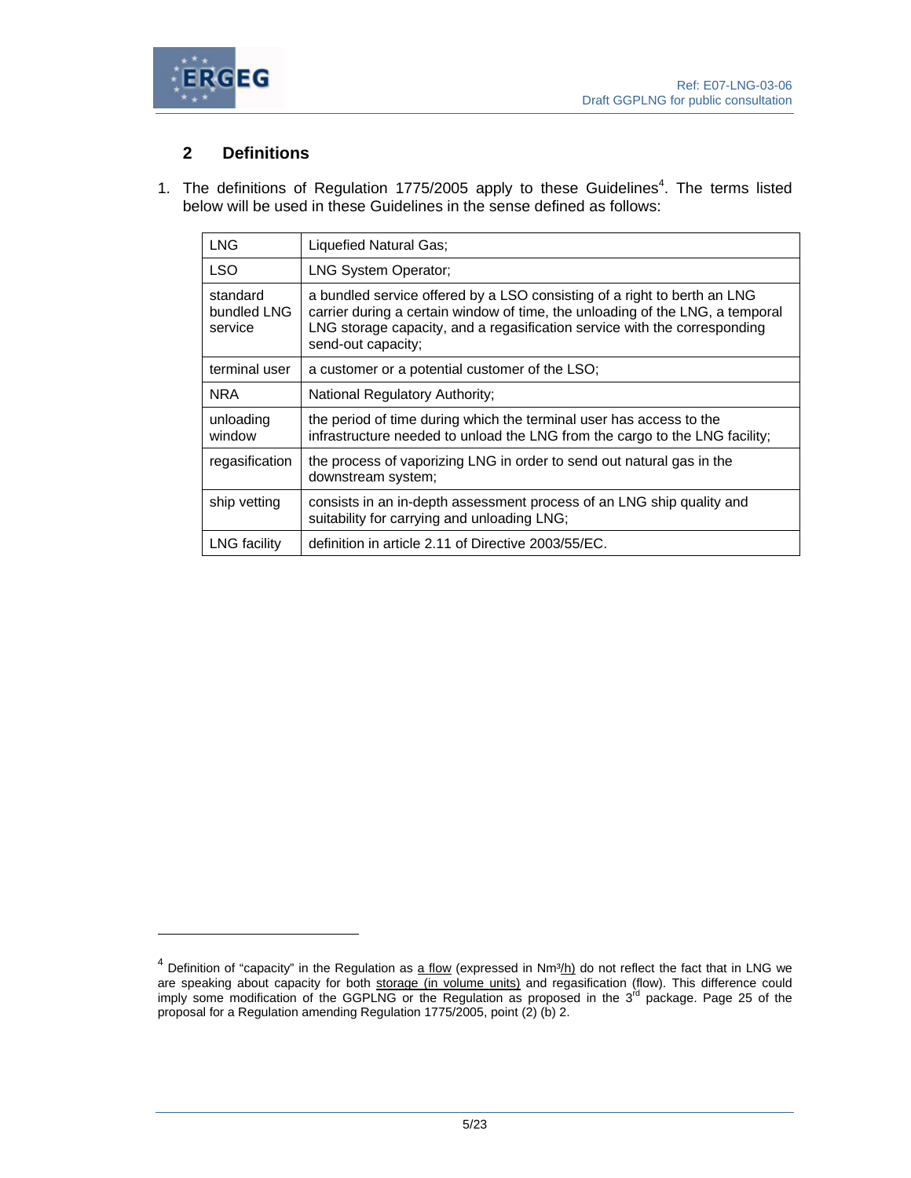## 2 Definitions

1. The definitions of Regulation 1775/2005 apply to these Guidelines[4]. The terms listed below will be used in these Guidelines in the sense defined as follows:

| | |
|---|---|
| LNG | Liquefied Natural Gas; |
| LSO | LNG System Operator; |
| standard bundled LNG service | a bundled service offered by a LSO consisting of a right to berth an LNG carrier during a certain window of time, the unloading of the LNG, a temporal LNG storage capacity, and a regasification service with the corresponding send-out capacity; |
| terminal user | a customer or a potential customer of the LSO; |
| NRA | National Regulatory Authority; |
| unloading window | the period of time during which the terminal user has access to the infrastructure needed to unload the LNG from the cargo to the LNG facility; |
| regasification | the process of vaporizing LNG in order to send out natural gas in the downstream system; |
| ship vetting | consists in an in-depth assessment process of an LNG ship quality and suitability for carrying and unloading LNG; |
| LNG facility | definition in article 2.11 of Directive 2003/55/EC. |

[4] Definition of "capacity" in the Regulation as a flow (expressed in $Nm^3/h$) do not reflect the fact that in LNG we are speaking about capacity for both storage (in volume units) and regasification (flow). This difference could imply some modification of the GGPLNG or the Regulation as proposed in the 3rd package. Page 25 of the proposal for a Regulation amending Regulation 1775/2005, point (2) (b) 2.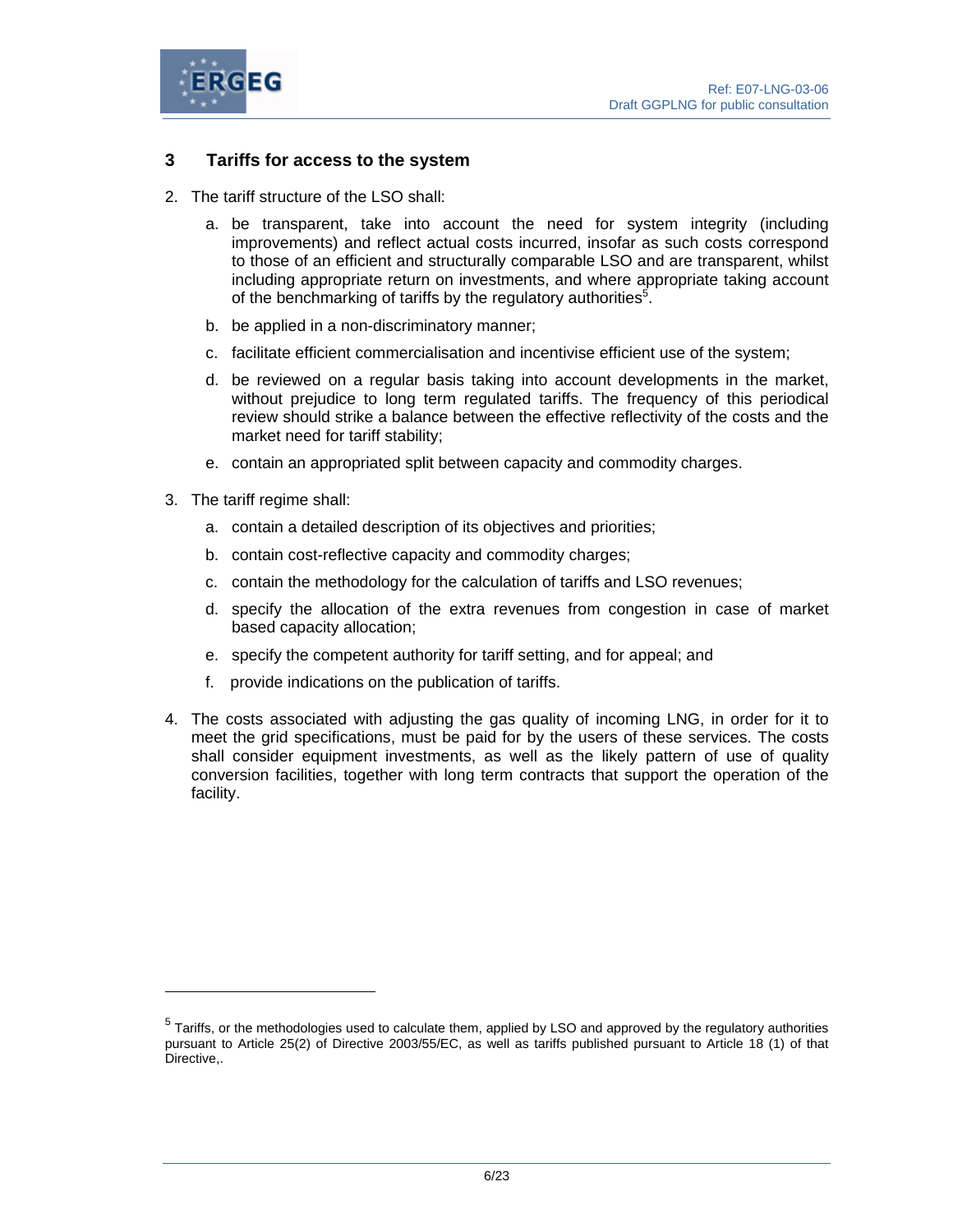## 3 Tariffs for access to the system

2. The tariff structure of the LSO shall:

   a. be transparent, take into account the need for system integrity (including improvements) and reflect actual costs incurred, insofar as such costs correspond to those of an efficient and structurally comparable LSO and are transparent, whilst including appropriate return on investments, and where appropriate taking account of the benchmarking of tariffs by the regulatory authorities[5].

   b. be applied in a non-discriminatory manner;

   c. facilitate efficient commercialisation and incentivise efficient use of the system;

   d. be reviewed on a regular basis taking into account developments in the market, without prejudice to long term regulated tariffs. The frequency of this periodical review should strike a balance between the effective reflectivity of the costs and the market need for tariff stability;

   e. contain an appropriated split between capacity and commodity charges.

3. The tariff regime shall:

   a. contain a detailed description of its objectives and priorities;

   b. contain cost-reflective capacity and commodity charges;

   c. contain the methodology for the calculation of tariffs and LSO revenues;

   d. specify the allocation of the extra revenues from congestion in case of market based capacity allocation;

   e. specify the competent authority for tariff setting, and for appeal; and

   f. provide indications on the publication of tariffs.

4. The costs associated with adjusting the gas quality of incoming LNG, in order for it to meet the grid specifications, must be paid for by the users of these services. The costs shall consider equipment investments, as well as the likely pattern of use of quality conversion facilities, together with long term contracts that support the operation of the facility.

---

[5] Tariffs, or the methodologies used to calculate them, applied by LSO and approved by the regulatory authorities pursuant to Article 25(2) of Directive 2003/55/EC, as well as tariffs published pursuant to Article 18 (1) of that Directive,.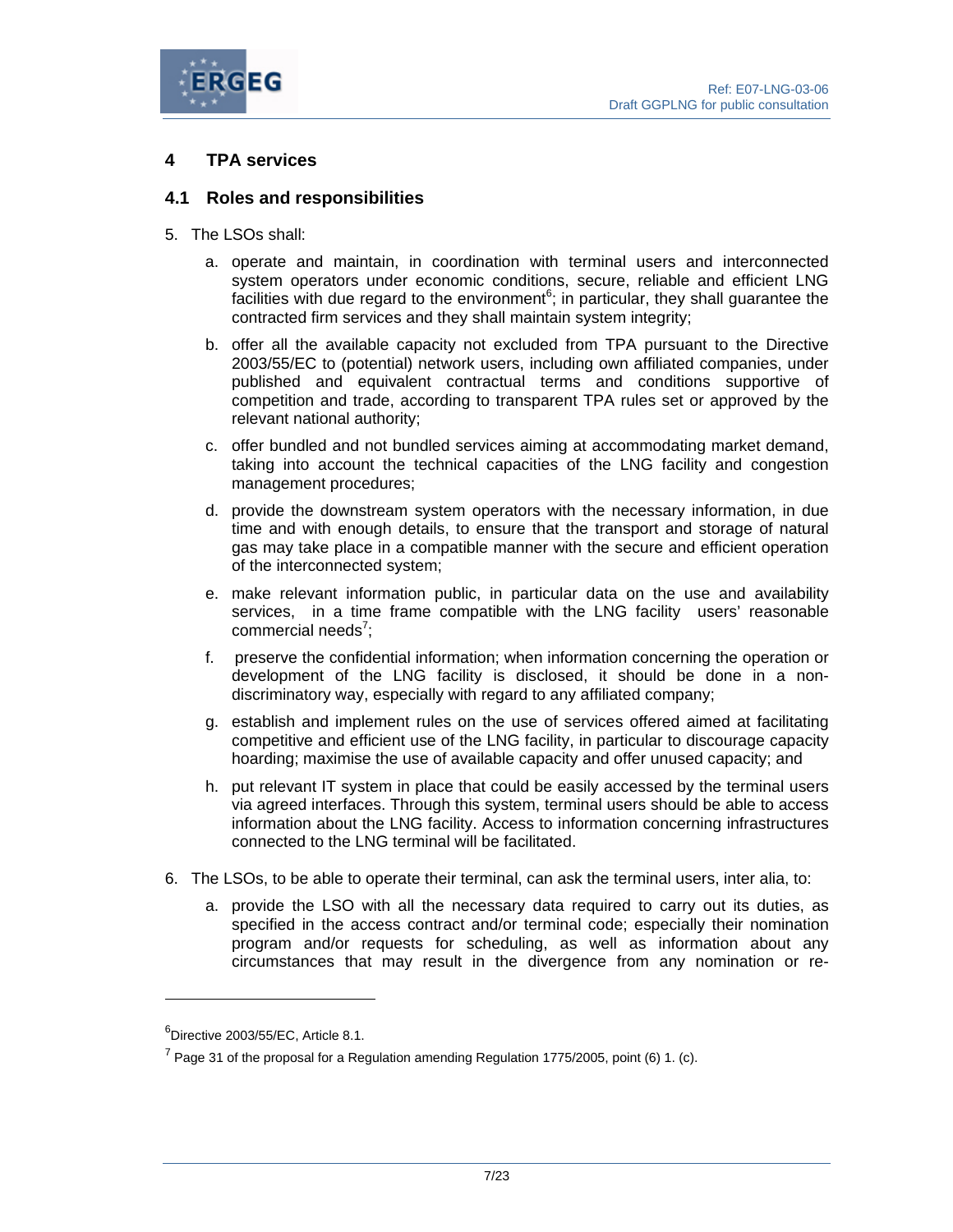## 4 TPA services

### 4.1 Roles and responsibilities

5. The LSOs shall:

   a. operate and maintain, in coordination with terminal users and interconnected system operators under economic conditions, secure, reliable and efficient LNG facilities with due regard to the environment[6]; in particular, they shall guarantee the contracted firm services and they shall maintain system integrity;

   b. offer all the available capacity not excluded from TPA pursuant to the Directive 2003/55/EC to (potential) network users, including own affiliated companies, under published and equivalent contractual terms and conditions supportive of competition and trade, according to transparent TPA rules set or approved by the relevant national authority;

   c. offer bundled and not bundled services aiming at accommodating market demand, taking into account the technical capacities of the LNG facility and congestion management procedures;

   d. provide the downstream system operators with the necessary information, in due time and with enough details, to ensure that the transport and storage of natural gas may take place in a compatible manner with the secure and efficient operation of the interconnected system;

   e. make relevant information public, in particular data on the use and availability services, in a time frame compatible with the LNG facility users' reasonable commercial needs[7];

   f. preserve the confidential information; when information concerning the operation or development of the LNG facility is disclosed, it should be done in a non-discriminatory way, especially with regard to any affiliated company;

   g. establish and implement rules on the use of services offered aimed at facilitating competitive and efficient use of the LNG facility, in particular to discourage capacity hoarding; maximise the use of available capacity and offer unused capacity; and

   h. put relevant IT system in place that could be easily accessed by the terminal users via agreed interfaces. Through this system, terminal users should be able to access information about the LNG facility. Access to information concerning infrastructures connected to the LNG terminal will be facilitated.

6. The LSOs, to be able to operate their terminal, can ask the terminal users, inter alia, to:

   a. provide the LSO with all the necessary data required to carry out its duties, as specified in the access contract and/or terminal code; especially their nomination program and/or requests for scheduling, as well as information about any circumstances that may result in the divergence from any nomination or re-

---

[6] Directive 2003/55/EC, Article 8.1.

[7] Page 31 of the proposal for a Regulation amending Regulation 1775/2005, point (6) 1. (c).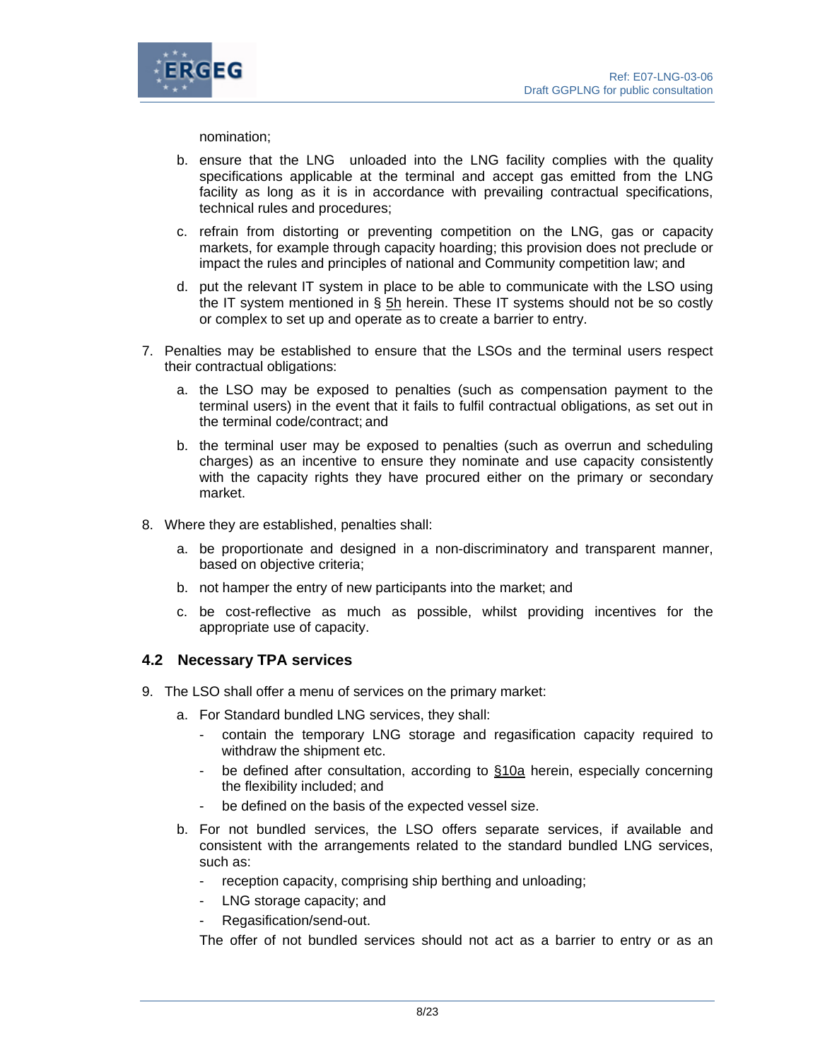nomination;

b. ensure that the LNG unloaded into the LNG facility complies with the quality specifications applicable at the terminal and accept gas emitted from the LNG facility as long as it is in accordance with prevailing contractual specifications, technical rules and procedures;

c. refrain from distorting or preventing competition on the LNG, gas or capacity markets, for example through capacity hoarding; this provision does not preclude or impact the rules and principles of national and Community competition law; and

d. put the relevant IT system in place to be able to communicate with the LSO using the IT system mentioned in § 5h herein. These IT systems should not be so costly or complex to set up and operate as to create a barrier to entry.

7. Penalties may be established to ensure that the LSOs and the terminal users respect their contractual obligations:

   a. the LSO may be exposed to penalties (such as compensation payment to the terminal users) in the event that it fails to fulfil contractual obligations, as set out in the terminal code/contract; and

   b. the terminal user may be exposed to penalties (such as overrun and scheduling charges) as an incentive to ensure they nominate and use capacity consistently with the capacity rights they have procured either on the primary or secondary market.

8. Where they are established, penalties shall:

   a. be proportionate and designed in a non-discriminatory and transparent manner, based on objective criteria;

   b. not hamper the entry of new participants into the market; and

   c. be cost-reflective as much as possible, whilst providing incentives for the appropriate use of capacity.

## 4.2 Necessary TPA services

9. The LSO shall offer a menu of services on the primary market:

   a. For Standard bundled LNG services, they shall:

      - contain the temporary LNG storage and regasification capacity required to withdraw the shipment etc.
      - be defined after consultation, according to §10a herein, especially concerning the flexibility included; and
      - be defined on the basis of the expected vessel size.

   b. For not bundled services, the LSO offers separate services, if available and consistent with the arrangements related to the standard bundled LNG services, such as:

      - reception capacity, comprising ship berthing and unloading;
      - LNG storage capacity; and
      - Regasification/send-out.

   The offer of not bundled services should not act as a barrier to entry or as an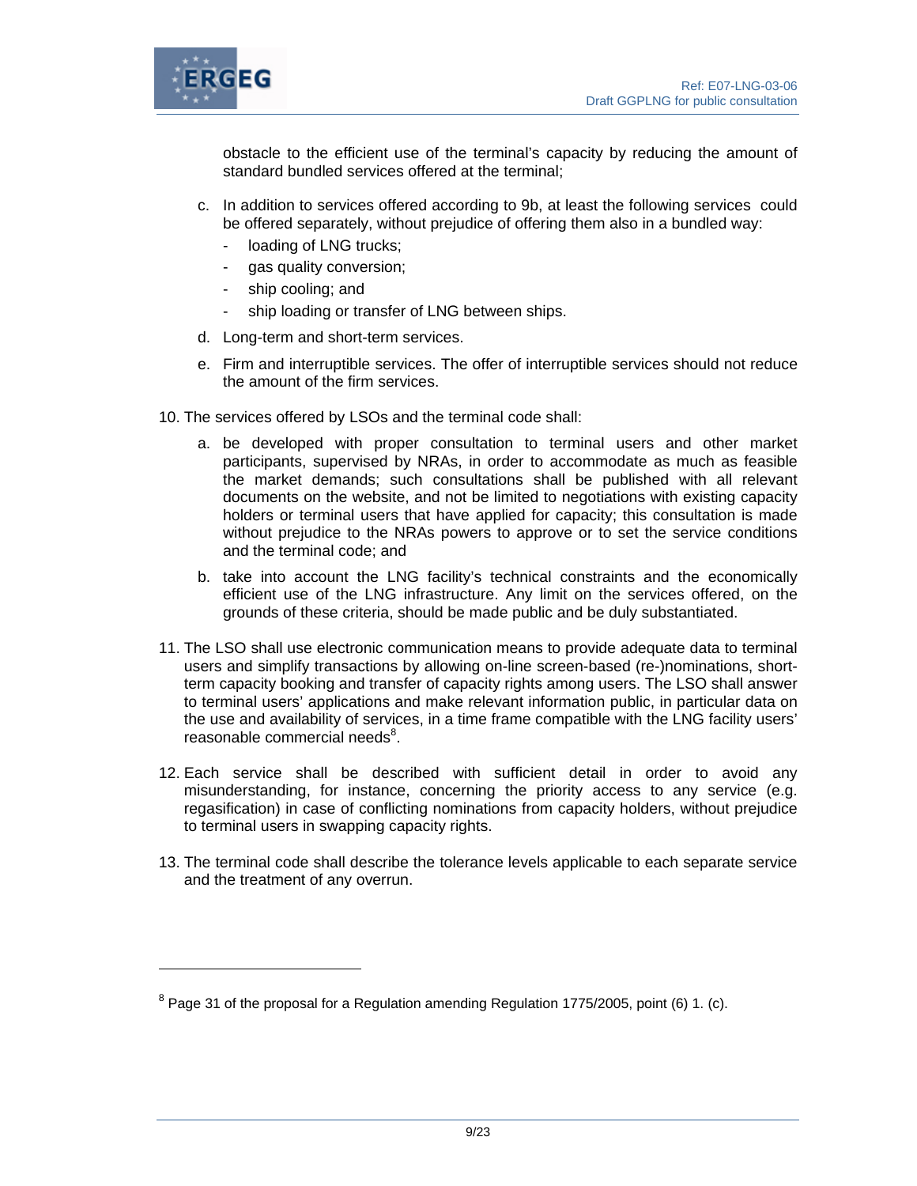obstacle to the efficient use of the terminal's capacity by reducing the amount of standard bundled services offered at the terminal;

c. In addition to services offered according to 9b, at least the following services could be offered separately, without prejudice of offering them also in a bundled way:
   - loading of LNG trucks;
   - gas quality conversion;
   - ship cooling; and
   - ship loading or transfer of LNG between ships.

d. Long-term and short-term services.

e. Firm and interruptible services. The offer of interruptible services should not reduce the amount of the firm services.

10. The services offered by LSOs and the terminal code shall:

    a. be developed with proper consultation to terminal users and other market participants, supervised by NRAs, in order to accommodate as much as feasible the market demands; such consultations shall be published with all relevant documents on the website, and not be limited to negotiations with existing capacity holders or terminal users that have applied for capacity; this consultation is made without prejudice to the NRAs powers to approve or to set the service conditions and the terminal code; and

    b. take into account the LNG facility's technical constraints and the economically efficient use of the LNG infrastructure. Any limit on the services offered, on the grounds of these criteria, should be made public and be duly substantiated.

11. The LSO shall use electronic communication means to provide adequate data to terminal users and simplify transactions by allowing on-line screen-based (re-)nominations, short-term capacity booking and transfer of capacity rights among users. The LSO shall answer to terminal users' applications and make relevant information public, in particular data on the use and availability of services, in a time frame compatible with the LNG facility users' reasonable commercial needs[8].

12. Each service shall be described with sufficient detail in order to avoid any misunderstanding, for instance, concerning the priority access to any service (e.g. regasification) in case of conflicting nominations from capacity holders, without prejudice to terminal users in swapping capacity rights.

13. The terminal code shall describe the tolerance levels applicable to each separate service and the treatment of any overrun.

---

[8] Page 31 of the proposal for a Regulation amending Regulation 1775/2005, point (6) 1. (c).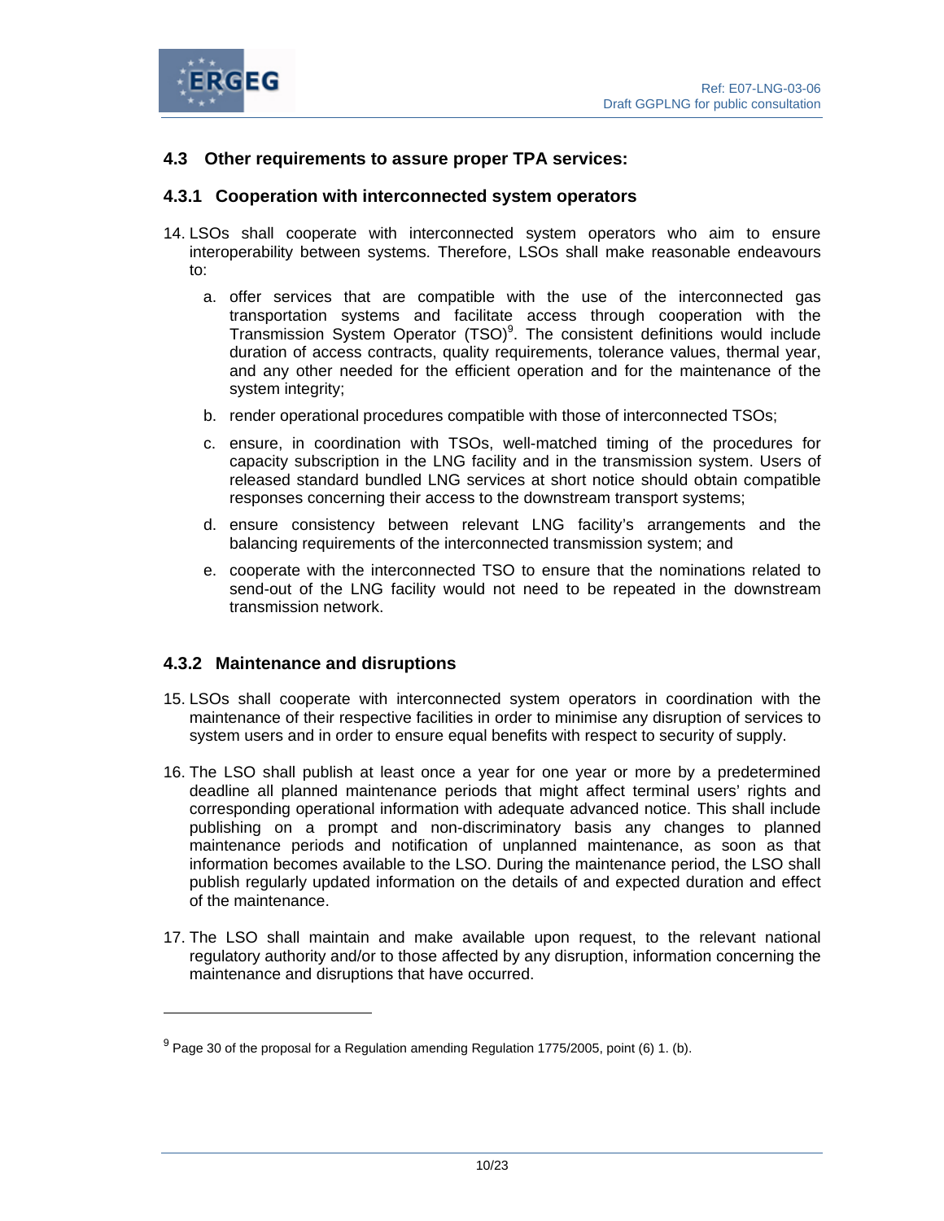### 4.3 Other requirements to assure proper TPA services:

#### 4.3.1 Cooperation with interconnected system operators

14. LSOs shall cooperate with interconnected system operators who aim to ensure interoperability between systems. Therefore, LSOs shall make reasonable endeavours to:

    a. offer services that are compatible with the use of the interconnected gas transportation systems and facilitate access through cooperation with the Transmission System Operator (TSO)[9]. The consistent definitions would include duration of access contracts, quality requirements, tolerance values, thermal year, and any other needed for the efficient operation and for the maintenance of the system integrity;

    b. render operational procedures compatible with those of interconnected TSOs;

    c. ensure, in coordination with TSOs, well-matched timing of the procedures for capacity subscription in the LNG facility and in the transmission system. Users of released standard bundled LNG services at short notice should obtain compatible responses concerning their access to the downstream transport systems;

    d. ensure consistency between relevant LNG facility's arrangements and the balancing requirements of the interconnected transmission system; and

    e. cooperate with the interconnected TSO to ensure that the nominations related to send-out of the LNG facility would not need to be repeated in the downstream transmission network.

#### 4.3.2 Maintenance and disruptions

15. LSOs shall cooperate with interconnected system operators in coordination with the maintenance of their respective facilities in order to minimise any disruption of services to system users and in order to ensure equal benefits with respect to security of supply.

16. The LSO shall publish at least once a year for one year or more by a predetermined deadline all planned maintenance periods that might affect terminal users' rights and corresponding operational information with adequate advanced notice. This shall include publishing on a prompt and non-discriminatory basis any changes to planned maintenance periods and notification of unplanned maintenance, as soon as that information becomes available to the LSO. During the maintenance period, the LSO shall publish regularly updated information on the details of and expected duration and effect of the maintenance.

17. The LSO shall maintain and make available upon request, to the relevant national regulatory authority and/or to those affected by any disruption, information concerning the maintenance and disruptions that have occurred.

---

[9] Page 30 of the proposal for a Regulation amending Regulation 1775/2005, point (6) 1. (b).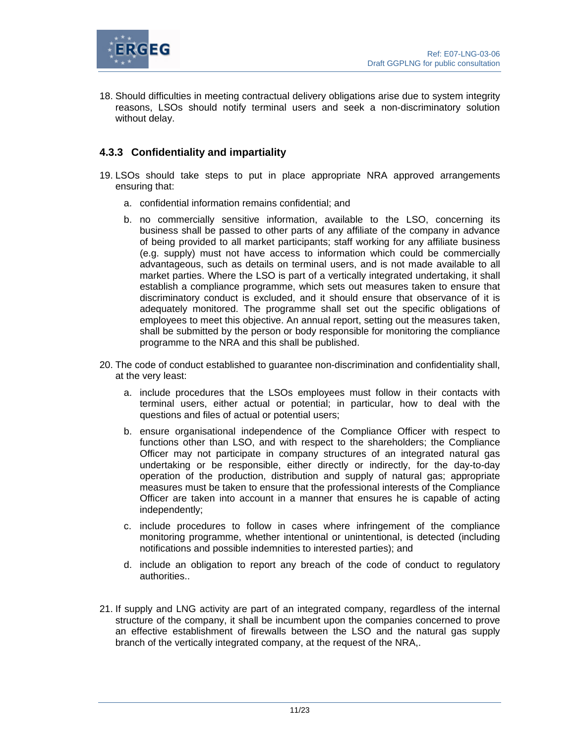18. Should difficulties in meeting contractual delivery obligations arise due to system integrity reasons, LSOs should notify terminal users and seek a non-discriminatory solution without delay.

### 4.3.3 Confidentiality and impartiality

19. LSOs should take steps to put in place appropriate NRA approved arrangements ensuring that:

    a. confidential information remains confidential; and

    b. no commercially sensitive information, available to the LSO, concerning its business shall be passed to other parts of any affiliate of the company in advance of being provided to all market participants; staff working for any affiliate business (e.g. supply) must not have access to information which could be commercially advantageous, such as details on terminal users, and is not made available to all market parties. Where the LSO is part of a vertically integrated undertaking, it shall establish a compliance programme, which sets out measures taken to ensure that discriminatory conduct is excluded, and it should ensure that observance of it is adequately monitored. The programme shall set out the specific obligations of employees to meet this objective. An annual report, setting out the measures taken, shall be submitted by the person or body responsible for monitoring the compliance programme to the NRA and this shall be published.

20. The code of conduct established to guarantee non-discrimination and confidentiality shall, at the very least:

    a. include procedures that the LSOs employees must follow in their contacts with terminal users, either actual or potential; in particular, how to deal with the questions and files of actual or potential users;

    b. ensure organisational independence of the Compliance Officer with respect to functions other than LSO, and with respect to the shareholders; the Compliance Officer may not participate in company structures of an integrated natural gas undertaking or be responsible, either directly or indirectly, for the day-to-day operation of the production, distribution and supply of natural gas; appropriate measures must be taken to ensure that the professional interests of the Compliance Officer are taken into account in a manner that ensures he is capable of acting independently;

    c. include procedures to follow in cases where infringement of the compliance monitoring programme, whether intentional or unintentional, is detected (including notifications and possible indemnities to interested parties); and

    d. include an obligation to report any breach of the code of conduct to regulatory authorities..

21. If supply and LNG activity are part of an integrated company, regardless of the internal structure of the company, it shall be incumbent upon the companies concerned to prove an effective establishment of firewalls between the LSO and the natural gas supply branch of the vertically integrated company, at the request of the NRA,.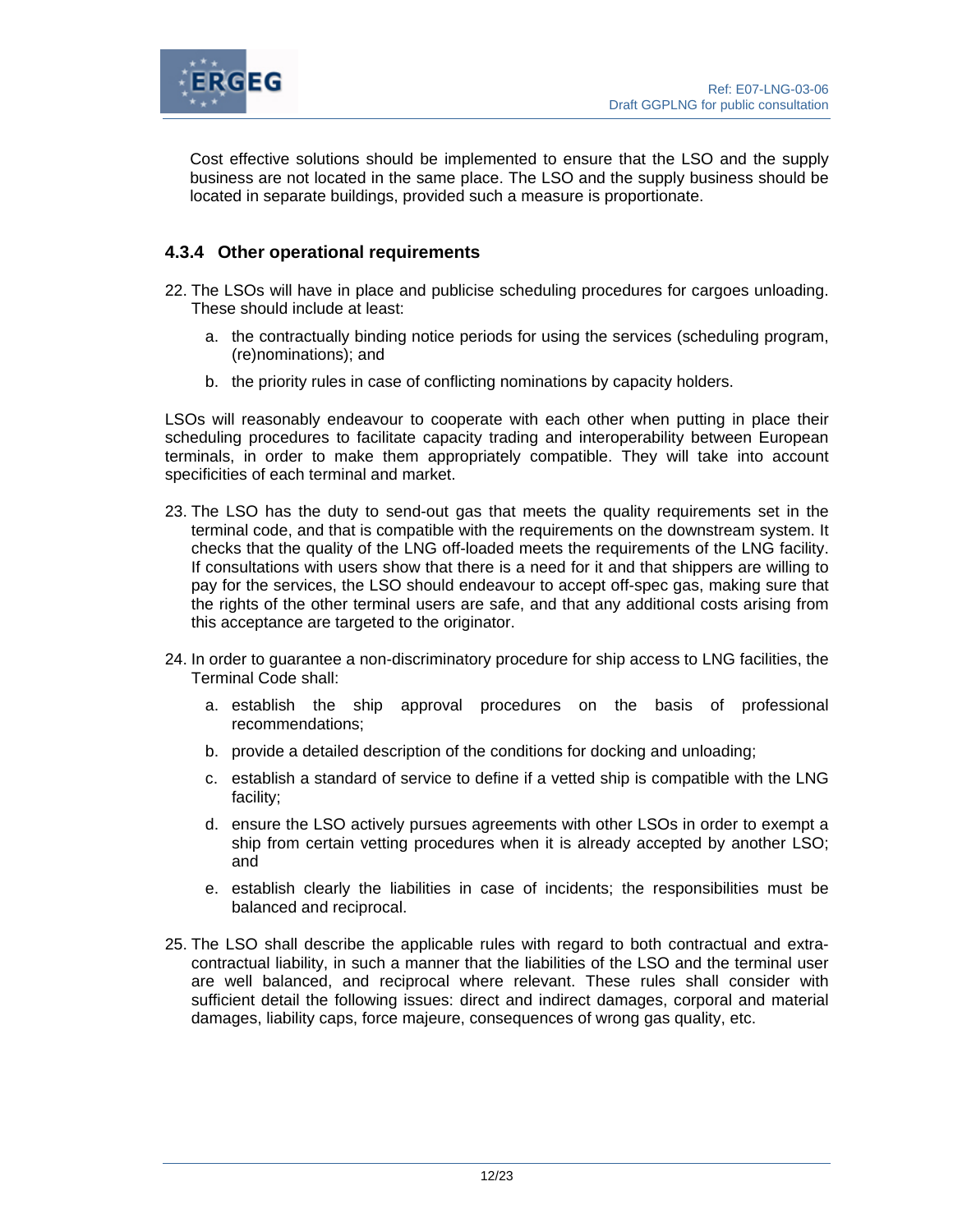Cost effective solutions should be implemented to ensure that the LSO and the supply business are not located in the same place. The LSO and the supply business should be located in separate buildings, provided such a measure is proportionate.

### 4.3.4 Other operational requirements

22. The LSOs will have in place and publicise scheduling procedures for cargoes unloading. These should include at least:

    a. the contractually binding notice periods for using the services (scheduling program, (re)nominations); and

    b. the priority rules in case of conflicting nominations by capacity holders.

LSOs will reasonably endeavour to cooperate with each other when putting in place their scheduling procedures to facilitate capacity trading and interoperability between European terminals, in order to make them appropriately compatible. They will take into account specificities of each terminal and market.

23. The LSO has the duty to send-out gas that meets the quality requirements set in the terminal code, and that is compatible with the requirements on the downstream system. It checks that the quality of the LNG off-loaded meets the requirements of the LNG facility. If consultations with users show that there is a need for it and that shippers are willing to pay for the services, the LSO should endeavour to accept off-spec gas, making sure that the rights of the other terminal users are safe, and that any additional costs arising from this acceptance are targeted to the originator.

24. In order to guarantee a non-discriminatory procedure for ship access to LNG facilities, the Terminal Code shall:

    a. establish the ship approval procedures on the basis of professional recommendations;

    b. provide a detailed description of the conditions for docking and unloading;

    c. establish a standard of service to define if a vetted ship is compatible with the LNG facility;

    d. ensure the LSO actively pursues agreements with other LSOs in order to exempt a ship from certain vetting procedures when it is already accepted by another LSO; and

    e. establish clearly the liabilities in case of incidents; the responsibilities must be balanced and reciprocal.

25. The LSO shall describe the applicable rules with regard to both contractual and extra-contractual liability, in such a manner that the liabilities of the LSO and the terminal user are well balanced, and reciprocal where relevant. These rules shall consider with sufficient detail the following issues: direct and indirect damages, corporal and material damages, liability caps, force majeure, consequences of wrong gas quality, etc.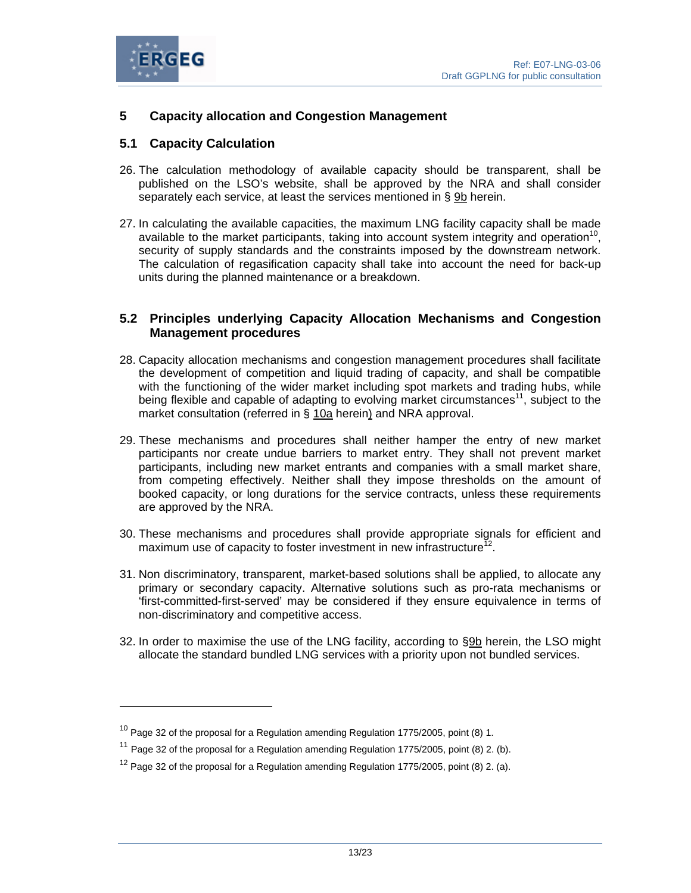## 5 Capacity allocation and Congestion Management

### 5.1 Capacity Calculation

26. The calculation methodology of available capacity should be transparent, shall be published on the LSO's website, shall be approved by the NRA and shall consider separately each service, at least the services mentioned in § 9b herein.

27. In calculating the available capacities, the maximum LNG facility capacity shall be made available to the market participants, taking into account system integrity and operation[10], security of supply standards and the constraints imposed by the downstream network. The calculation of regasification capacity shall take into account the need for back-up units during the planned maintenance or a breakdown.

### 5.2 Principles underlying Capacity Allocation Mechanisms and Congestion Management procedures

28. Capacity allocation mechanisms and congestion management procedures shall facilitate the development of competition and liquid trading of capacity, and shall be compatible with the functioning of the wider market including spot markets and trading hubs, while being flexible and capable of adapting to evolving market circumstances[11], subject to the market consultation (referred in § 10a herein) and NRA approval.

29. These mechanisms and procedures shall neither hamper the entry of new market participants nor create undue barriers to market entry. They shall not prevent market participants, including new market entrants and companies with a small market share, from competing effectively. Neither shall they impose thresholds on the amount of booked capacity, or long durations for the service contracts, unless these requirements are approved by the NRA.

30. These mechanisms and procedures shall provide appropriate signals for efficient and maximum use of capacity to foster investment in new infrastructure[12].

31. Non discriminatory, transparent, market-based solutions shall be applied, to allocate any primary or secondary capacity. Alternative solutions such as pro-rata mechanisms or 'first-committed-first-served' may be considered if they ensure equivalence in terms of non-discriminatory and competitive access.

32. In order to maximise the use of the LNG facility, according to §9b herein, the LSO might allocate the standard bundled LNG services with a priority upon not bundled services.

---

[10] Page 32 of the proposal for a Regulation amending Regulation 1775/2005, point (8) 1.

[11] Page 32 of the proposal for a Regulation amending Regulation 1775/2005, point (8) 2. (b).

[12] Page 32 of the proposal for a Regulation amending Regulation 1775/2005, point (8) 2. (a).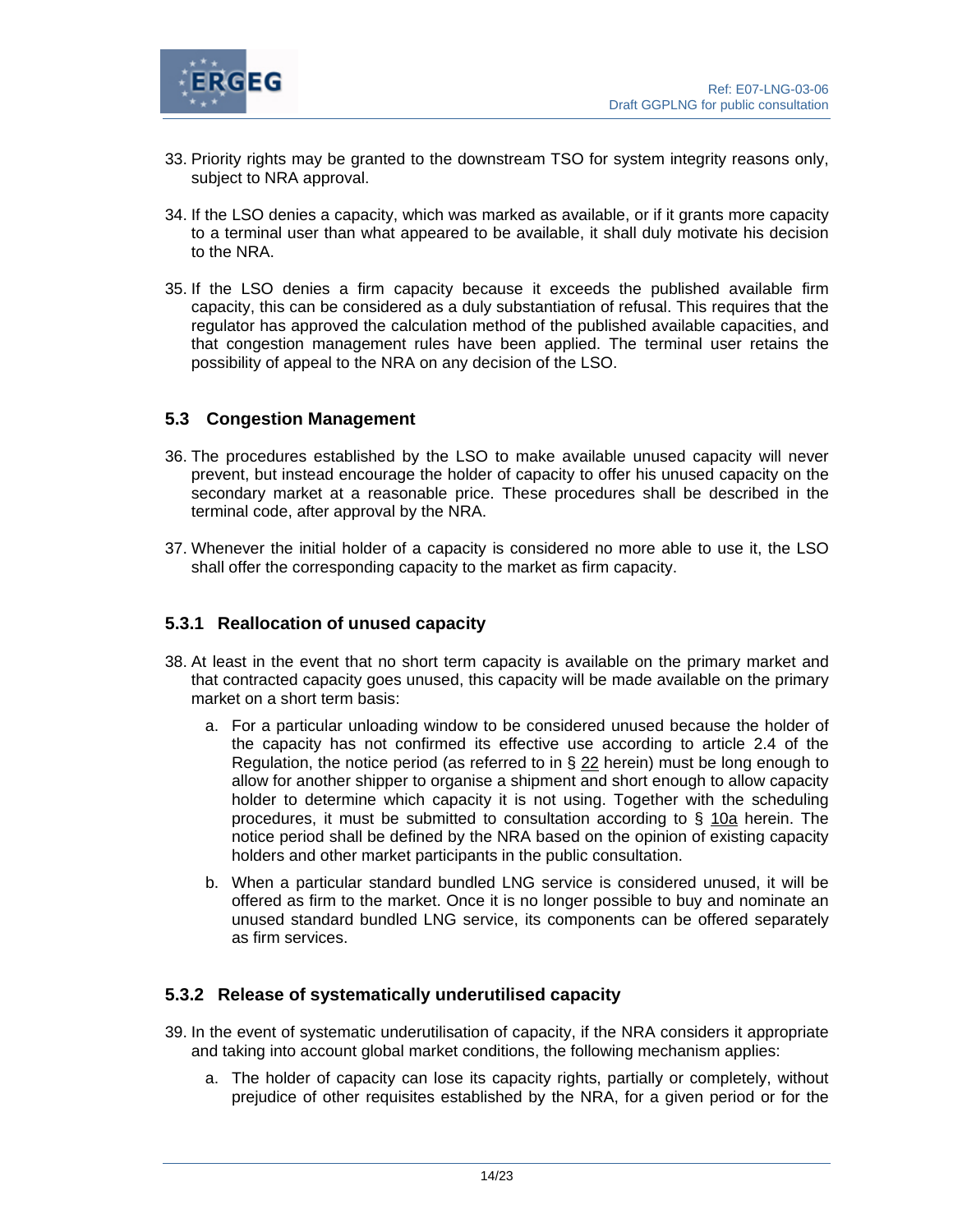33. Priority rights may be granted to the downstream TSO for system integrity reasons only, subject to NRA approval.

34. If the LSO denies a capacity, which was marked as available, or if it grants more capacity to a terminal user than what appeared to be available, it shall duly motivate his decision to the NRA.

35. If the LSO denies a firm capacity because it exceeds the published available firm capacity, this can be considered as a duly substantiation of refusal. This requires that the regulator has approved the calculation method of the published available capacities, and that congestion management rules have been applied. The terminal user retains the possibility of appeal to the NRA on any decision of the LSO.

### 5.3 Congestion Management

36. The procedures established by the LSO to make available unused capacity will never prevent, but instead encourage the holder of capacity to offer his unused capacity on the secondary market at a reasonable price. These procedures shall be described in the terminal code, after approval by the NRA.

37. Whenever the initial holder of a capacity is considered no more able to use it, the LSO shall offer the corresponding capacity to the market as firm capacity.

#### 5.3.1 Reallocation of unused capacity

38. At least in the event that no short term capacity is available on the primary market and that contracted capacity goes unused, this capacity will be made available on the primary market on a short term basis:

    a. For a particular unloading window to be considered unused because the holder of the capacity has not confirmed its effective use according to article 2.4 of the Regulation, the notice period (as referred to in § 22 herein) must be long enough to allow for another shipper to organise a shipment and short enough to allow capacity holder to determine which capacity it is not using. Together with the scheduling procedures, it must be submitted to consultation according to § 10a herein. The notice period shall be defined by the NRA based on the opinion of existing capacity holders and other market participants in the public consultation.

    b. When a particular standard bundled LNG service is considered unused, it will be offered as firm to the market. Once it is no longer possible to buy and nominate an unused standard bundled LNG service, its components can be offered separately as firm services.

#### 5.3.2 Release of systematically underutilised capacity

39. In the event of systematic underutilisation of capacity, if the NRA considers it appropriate and taking into account global market conditions, the following mechanism applies:

    a. The holder of capacity can lose its capacity rights, partially or completely, without prejudice of other requisites established by the NRA, for a given period or for the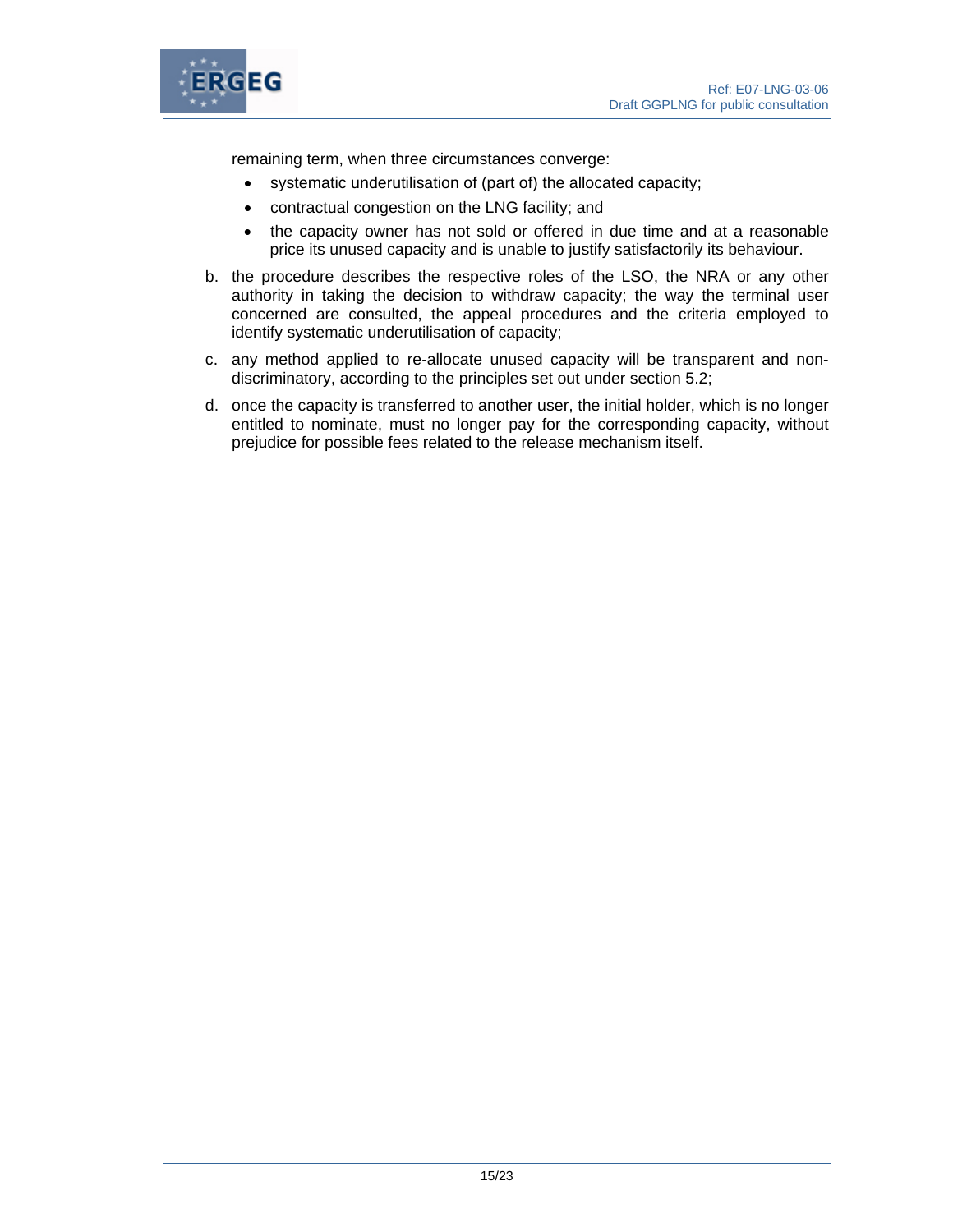remaining term, when three circumstances converge:

- systematic underutilisation of (part of) the allocated capacity;
- contractual congestion on the LNG facility; and
- the capacity owner has not sold or offered in due time and at a reasonable price its unused capacity and is unable to justify satisfactorily its behaviour.

b. the procedure describes the respective roles of the LSO, the NRA or any other authority in taking the decision to withdraw capacity; the way the terminal user concerned are consulted, the appeal procedures and the criteria employed to identify systematic underutilisation of capacity;

c. any method applied to re-allocate unused capacity will be transparent and non-discriminatory, according to the principles set out under section 5.2;

d. once the capacity is transferred to another user, the initial holder, which is no longer entitled to nominate, must no longer pay for the corresponding capacity, without prejudice for possible fees related to the release mechanism itself.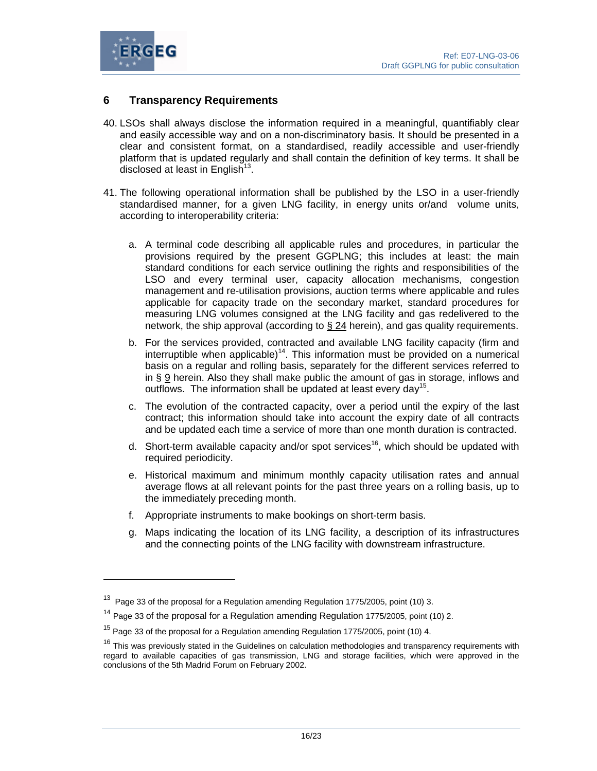## 6 Transparency Requirements

40. LSOs shall always disclose the information required in a meaningful, quantifiably clear and easily accessible way and on a non-discriminatory basis. It should be presented in a clear and consistent format, on a standardised, readily accessible and user-friendly platform that is updated regularly and shall contain the definition of key terms. It shall be disclosed at least in English[13].

41. The following operational information shall be published by the LSO in a user-friendly standardised manner, for a given LNG facility, in energy units or/and volume units, according to interoperability criteria:

    a. A terminal code describing all applicable rules and procedures, in particular the provisions required by the present GGPLNG; this includes at least: the main standard conditions for each service outlining the rights and responsibilities of the LSO and every terminal user, capacity allocation mechanisms, congestion management and re-utilisation provisions, auction terms where applicable and rules applicable for capacity trade on the secondary market, standard procedures for measuring LNG volumes consigned at the LNG facility and gas redelivered to the network, the ship approval (according to § 24 herein), and gas quality requirements.

    b. For the services provided, contracted and available LNG facility capacity (firm and interruptible when applicable)[14]. This information must be provided on a numerical basis on a regular and rolling basis, separately for the different services referred to in § 9 herein. Also they shall make public the amount of gas in storage, inflows and outflows. The information shall be updated at least every day[15].

    c. The evolution of the contracted capacity, over a period until the expiry of the last contract; this information should take into account the expiry date of all contracts and be updated each time a service of more than one month duration is contracted.

    d. Short-term available capacity and/or spot services[16], which should be updated with required periodicity.

    e. Historical maximum and minimum monthly capacity utilisation rates and annual average flows at all relevant points for the past three years on a rolling basis, up to the immediately preceding month.

    f. Appropriate instruments to make bookings on short-term basis.

    g. Maps indicating the location of its LNG facility, a description of its infrastructures and the connecting points of the LNG facility with downstream infrastructure.

---

[13] Page 33 of the proposal for a Regulation amending Regulation 1775/2005, point (10) 3.

[14] Page 33 of the proposal for a Regulation amending Regulation 1775/2005, point (10) 2.

[15] Page 33 of the proposal for a Regulation amending Regulation 1775/2005, point (10) 4.

[16] This was previously stated in the Guidelines on calculation methodologies and transparency requirements with regard to available capacities of gas transmission, LNG and storage facilities, which were approved in the conclusions of the 5th Madrid Forum on February 2002.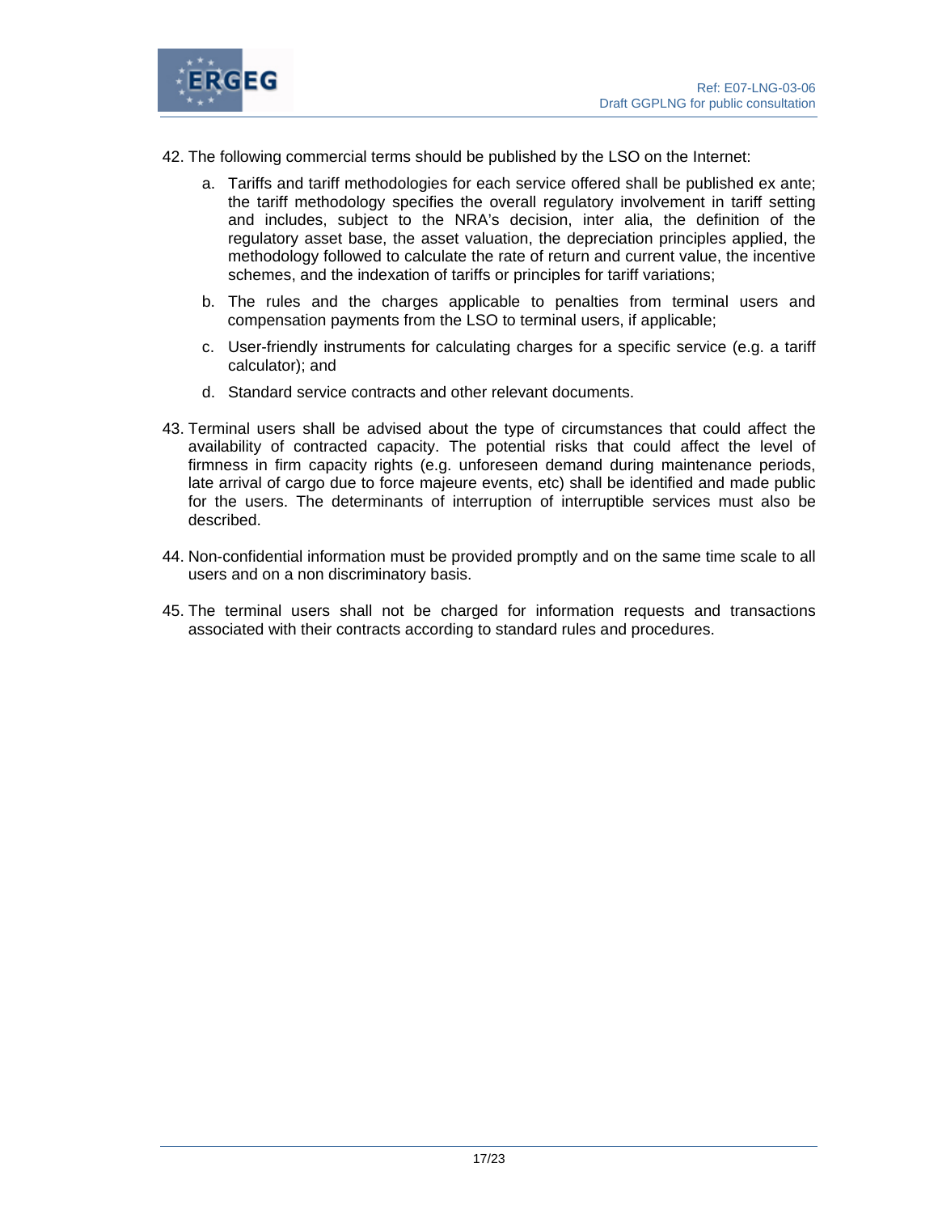42. The following commercial terms should be published by the LSO on the Internet:

    a. Tariffs and tariff methodologies for each service offered shall be published ex ante; the tariff methodology specifies the overall regulatory involvement in tariff setting and includes, subject to the NRA's decision, inter alia, the definition of the regulatory asset base, the asset valuation, the depreciation principles applied, the methodology followed to calculate the rate of return and current value, the incentive schemes, and the indexation of tariffs or principles for tariff variations;

    b. The rules and the charges applicable to penalties from terminal users and compensation payments from the LSO to terminal users, if applicable;

    c. User-friendly instruments for calculating charges for a specific service (e.g. a tariff calculator); and

    d. Standard service contracts and other relevant documents.

43. Terminal users shall be advised about the type of circumstances that could affect the availability of contracted capacity. The potential risks that could affect the level of firmness in firm capacity rights (e.g. unforeseen demand during maintenance periods, late arrival of cargo due to force majeure events, etc) shall be identified and made public for the users. The determinants of interruption of interruptible services must also be described.

44. Non-confidential information must be provided promptly and on the same time scale to all users and on a non discriminatory basis.

45. The terminal users shall not be charged for information requests and transactions associated with their contracts according to standard rules and procedures.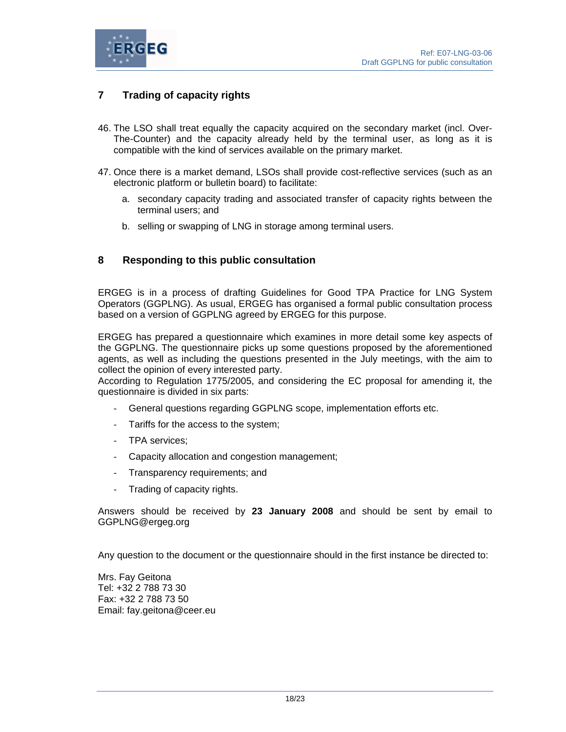## 7 Trading of capacity rights

46. The LSO shall treat equally the capacity acquired on the secondary market (incl. Over-The-Counter) and the capacity already held by the terminal user, as long as it is compatible with the kind of services available on the primary market.

47. Once there is a market demand, LSOs shall provide cost-reflective services (such as an electronic platform or bulletin board) to facilitate:

    a. secondary capacity trading and associated transfer of capacity rights between the terminal users; and

    b. selling or swapping of LNG in storage among terminal users.

## 8 Responding to this public consultation

ERGEG is in a process of drafting Guidelines for Good TPA Practice for LNG System Operators (GGPLNG). As usual, ERGEG has organised a formal public consultation process based on a version of GGPLNG agreed by ERGEG for this purpose.

ERGEG has prepared a questionnaire which examines in more detail some key aspects of the GGPLNG. The questionnaire picks up some questions proposed by the aforementioned agents, as well as including the questions presented in the July meetings, with the aim to collect the opinion of every interested party.
According to Regulation 1775/2005, and considering the EC proposal for amending it, the questionnaire is divided in six parts:

- General questions regarding GGPLNG scope, implementation efforts etc.
- Tariffs for the access to the system;
- TPA services;
- Capacity allocation and congestion management;
- Transparency requirements; and
- Trading of capacity rights.

Answers should be received by **23 January 2008** and should be sent by email to GGPLNG@ergeg.org

Any question to the document or the questionnaire should in the first instance be directed to:

Mrs. Fay Geitona
Tel: +32 2 788 73 30
Fax: +32 2 788 73 50
Email: fay.geitona@ceer.eu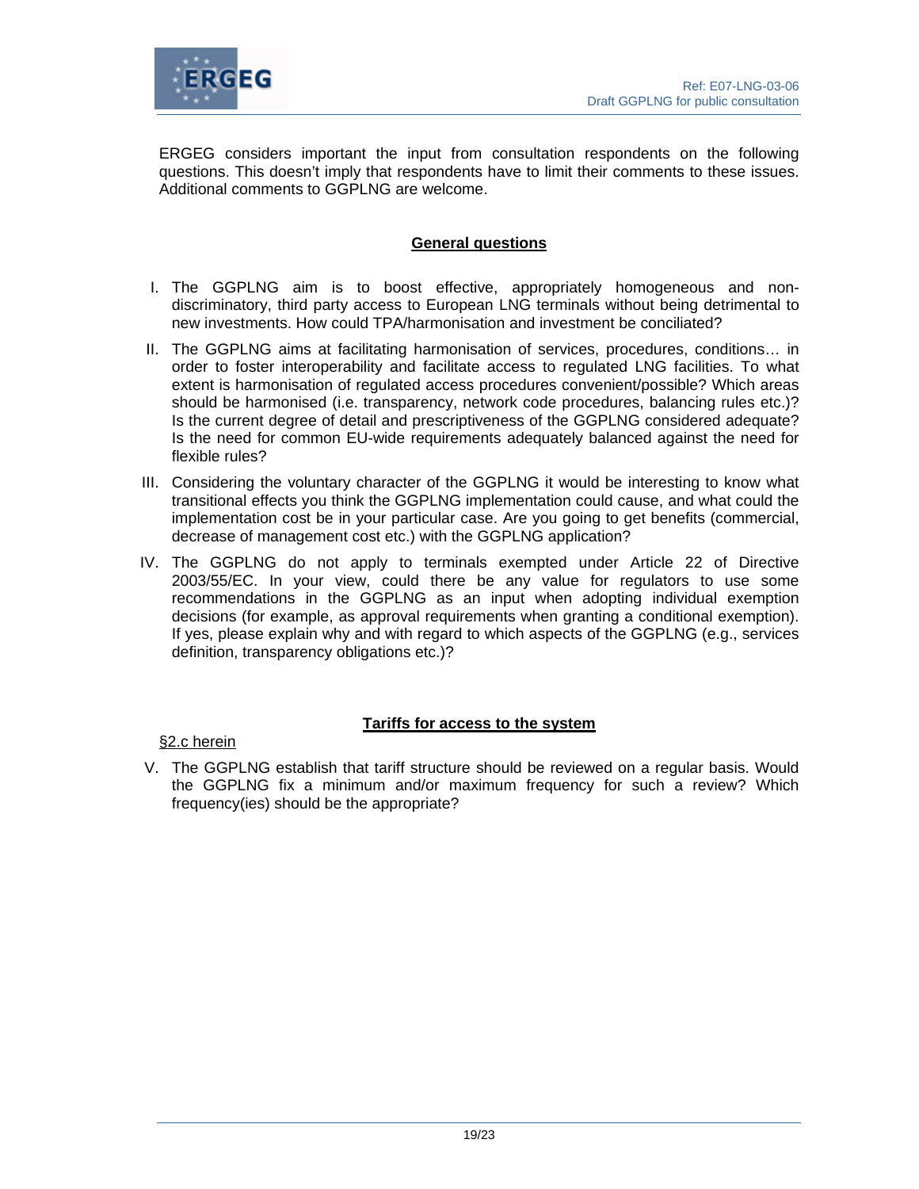ERGEG considers important the input from consultation respondents on the following questions. This doesn't imply that respondents have to limit their comments to these issues. Additional comments to GGPLNG are welcome.

## General questions

I. The GGPLNG aim is to boost effective, appropriately homogeneous and non-discriminatory, third party access to European LNG terminals without being detrimental to new investments. How could TPA/harmonisation and investment be conciliated?

II. The GGPLNG aims at facilitating harmonisation of services, procedures, conditions… in order to foster interoperability and facilitate access to regulated LNG facilities. To what extent is harmonisation of regulated access procedures convenient/possible? Which areas should be harmonised (i.e. transparency, network code procedures, balancing rules etc.)? Is the current degree of detail and prescriptiveness of the GGPLNG considered adequate? Is the need for common EU-wide requirements adequately balanced against the need for flexible rules?

III. Considering the voluntary character of the GGPLNG it would be interesting to know what transitional effects you think the GGPLNG implementation could cause, and what could the implementation cost be in your particular case. Are you going to get benefits (commercial, decrease of management cost etc.) with the GGPLNG application?

IV. The GGPLNG do not apply to terminals exempted under Article 22 of Directive 2003/55/EC. In your view, could there be any value for regulators to use some recommendations in the GGPLNG as an input when adopting individual exemption decisions (for example, as approval requirements when granting a conditional exemption). If yes, please explain why and with regard to which aspects of the GGPLNG (e.g., services definition, transparency obligations etc.)?

## Tariffs for access to the system

§2.c herein

V. The GGPLNG establish that tariff structure should be reviewed on a regular basis. Would the GGPLNG fix a minimum and/or maximum frequency for such a review? Which frequency(ies) should be the appropriate?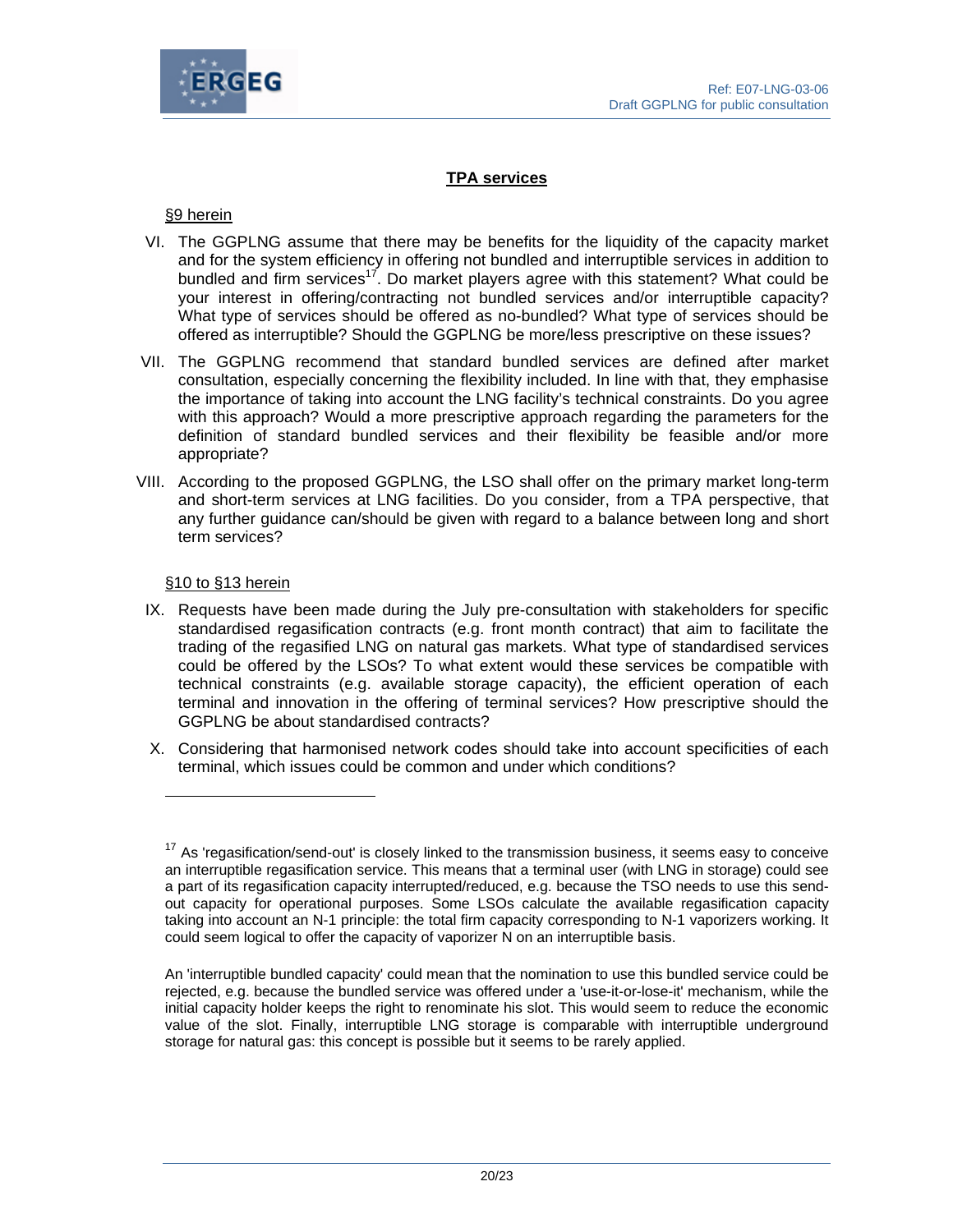## TPA services

§9 herein

VI. The GGPLNG assume that there may be benefits for the liquidity of the capacity market and for the system efficiency in offering not bundled and interruptible services in addition to bundled and firm services[17]. Do market players agree with this statement? What could be your interest in offering/contracting not bundled services and/or interruptible capacity? What type of services should be offered as no-bundled? What type of services should be offered as interruptible? Should the GGPLNG be more/less prescriptive on these issues?

VII. The GGPLNG recommend that standard bundled services are defined after market consultation, especially concerning the flexibility included. In line with that, they emphasise the importance of taking into account the LNG facility's technical constraints. Do you agree with this approach? Would a more prescriptive approach regarding the parameters for the definition of standard bundled services and their flexibility be feasible and/or more appropriate?

VIII. According to the proposed GGPLNG, the LSO shall offer on the primary market long-term and short-term services at LNG facilities. Do you consider, from a TPA perspective, that any further guidance can/should be given with regard to a balance between long and short term services?

§10 to §13 herein

IX. Requests have been made during the July pre-consultation with stakeholders for specific standardised regasification contracts (e.g. front month contract) that aim to facilitate the trading of the regasified LNG on natural gas markets. What type of standardised services could be offered by the LSOs? To what extent would these services be compatible with technical constraints (e.g. available storage capacity), the efficient operation of each terminal and innovation in the offering of terminal services? How prescriptive should the GGPLNG be about standardised contracts?

X. Considering that harmonised network codes should take into account specificities of each terminal, which issues could be common and under which conditions?

---

[17] As 'regasification/send-out' is closely linked to the transmission business, it seems easy to conceive an interruptible regasification service. This means that a terminal user (with LNG in storage) could see a part of its regasification capacity interrupted/reduced, e.g. because the TSO needs to use this send-out capacity for operational purposes. Some LSOs calculate the available regasification capacity taking into account an N-1 principle: the total firm capacity corresponding to N-1 vaporizers working. It could seem logical to offer the capacity of vaporizer N on an interruptible basis.

An 'interruptible bundled capacity' could mean that the nomination to use this bundled service could be rejected, e.g. because the bundled service was offered under a 'use-it-or-lose-it' mechanism, while the initial capacity holder keeps the right to renominate his slot. This would seem to reduce the economic value of the slot. Finally, interruptible LNG storage is comparable with interruptible underground storage for natural gas: this concept is possible but it seems to be rarely applied.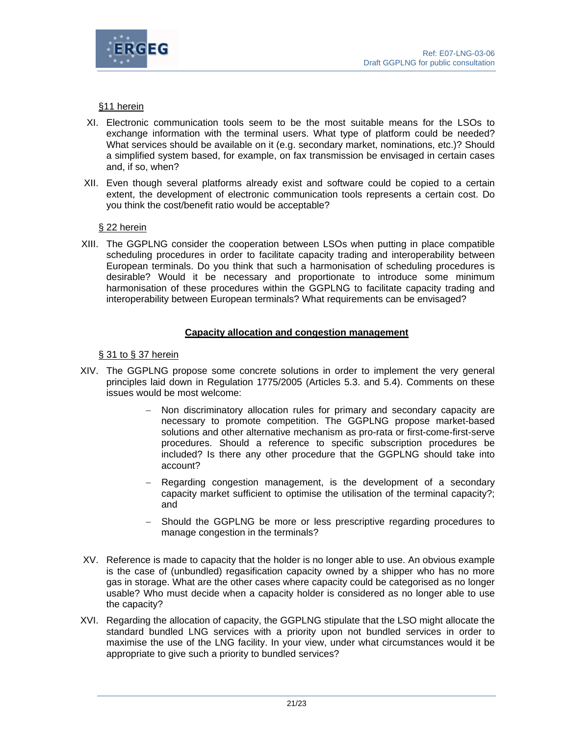§11 herein

XI. Electronic communication tools seem to be the most suitable means for the LSOs to exchange information with the terminal users. What type of platform could be needed? What services should be available on it (e.g. secondary market, nominations, etc.)? Should a simplified system based, for example, on fax transmission be envisaged in certain cases and, if so, when?

XII. Even though several platforms already exist and software could be copied to a certain extent, the development of electronic communication tools represents a certain cost. Do you think the cost/benefit ratio would be acceptable?

§ 22 herein

XIII. The GGPLNG consider the cooperation between LSOs when putting in place compatible scheduling procedures in order to facilitate capacity trading and interoperability between European terminals. Do you think that such a harmonisation of scheduling procedures is desirable? Would it be necessary and proportionate to introduce some minimum harmonisation of these procedures within the GGPLNG to facilitate capacity trading and interoperability between European terminals? What requirements can be envisaged?

**Capacity allocation and congestion management**

§ 31 to § 37 herein

XIV. The GGPLNG propose some concrete solutions in order to implement the very general principles laid down in Regulation 1775/2005 (Articles 5.3. and 5.4). Comments on these issues would be most welcome:

- Non discriminatory allocation rules for primary and secondary capacity are necessary to promote competition. The GGPLNG propose market-based solutions and other alternative mechanism as pro-rata or first-come-first-serve procedures. Should a reference to specific subscription procedures be included? Is there any other procedure that the GGPLNG should take into account?
- Regarding congestion management, is the development of a secondary capacity market sufficient to optimise the utilisation of the terminal capacity?; and
- Should the GGPLNG be more or less prescriptive regarding procedures to manage congestion in the terminals?

XV. Reference is made to capacity that the holder is no longer able to use. An obvious example is the case of (unbundled) regasification capacity owned by a shipper who has no more gas in storage. What are the other cases where capacity could be categorised as no longer usable? Who must decide when a capacity holder is considered as no longer able to use the capacity?

XVI. Regarding the allocation of capacity, the GGPLNG stipulate that the LSO might allocate the standard bundled LNG services with a priority upon not bundled services in order to maximise the use of the LNG facility. In your view, under what circumstances would it be appropriate to give such a priority to bundled services?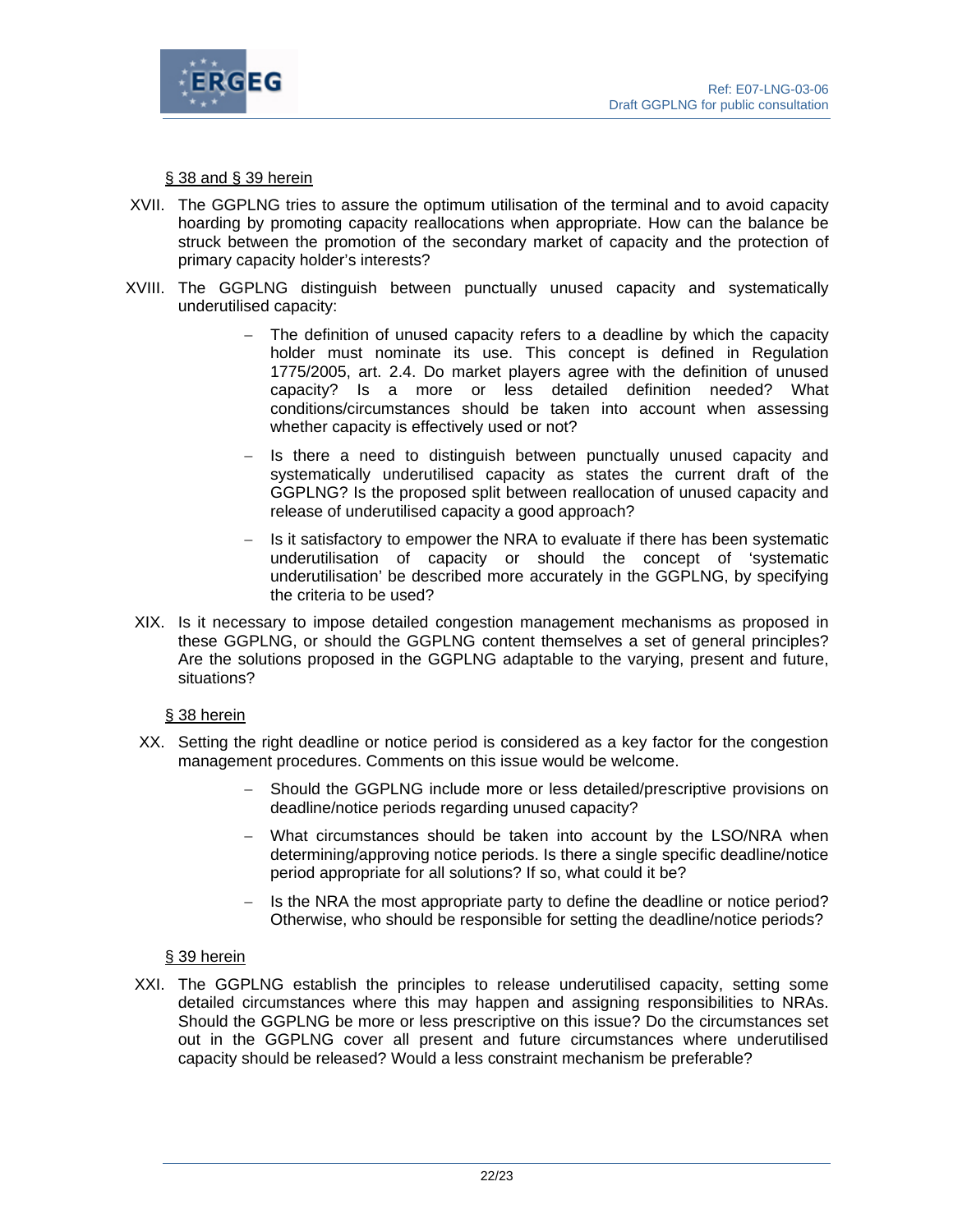<u>§ 38 and § 39 herein</u>

XVII. The GGPLNG tries to assure the optimum utilisation of the terminal and to avoid capacity hoarding by promoting capacity reallocations when appropriate. How can the balance be struck between the promotion of the secondary market of capacity and the protection of primary capacity holder's interests?

XVIII. The GGPLNG distinguish between punctually unused capacity and systematically underutilised capacity:

- The definition of unused capacity refers to a deadline by which the capacity holder must nominate its use. This concept is defined in Regulation 1775/2005, art. 2.4. Do market players agree with the definition of unused capacity? Is a more or less detailed definition needed? What conditions/circumstances should be taken into account when assessing whether capacity is effectively used or not?
- Is there a need to distinguish between punctually unused capacity and systematically underutilised capacity as states the current draft of the GGPLNG? Is the proposed split between reallocation of unused capacity and release of underutilised capacity a good approach?
- Is it satisfactory to empower the NRA to evaluate if there has been systematic underutilisation of capacity or should the concept of 'systematic underutilisation' be described more accurately in the GGPLNG, by specifying the criteria to be used?

XIX. Is it necessary to impose detailed congestion management mechanisms as proposed in these GGPLNG, or should the GGPLNG content themselves a set of general principles? Are the solutions proposed in the GGPLNG adaptable to the varying, present and future, situations?

<u>§ 38 herein</u>

XX. Setting the right deadline or notice period is considered as a key factor for the congestion management procedures. Comments on this issue would be welcome.

- Should the GGPLNG include more or less detailed/prescriptive provisions on deadline/notice periods regarding unused capacity?
- What circumstances should be taken into account by the LSO/NRA when determining/approving notice periods. Is there a single specific deadline/notice period appropriate for all solutions? If so, what could it be?
- Is the NRA the most appropriate party to define the deadline or notice period? Otherwise, who should be responsible for setting the deadline/notice periods?

<u>§ 39 herein</u>

XXI. The GGPLNG establish the principles to release underutilised capacity, setting some detailed circumstances where this may happen and assigning responsibilities to NRAs. Should the GGPLNG be more or less prescriptive on this issue? Do the circumstances set out in the GGPLNG cover all present and future circumstances where underutilised capacity should be released? Would a less constraint mechanism be preferable?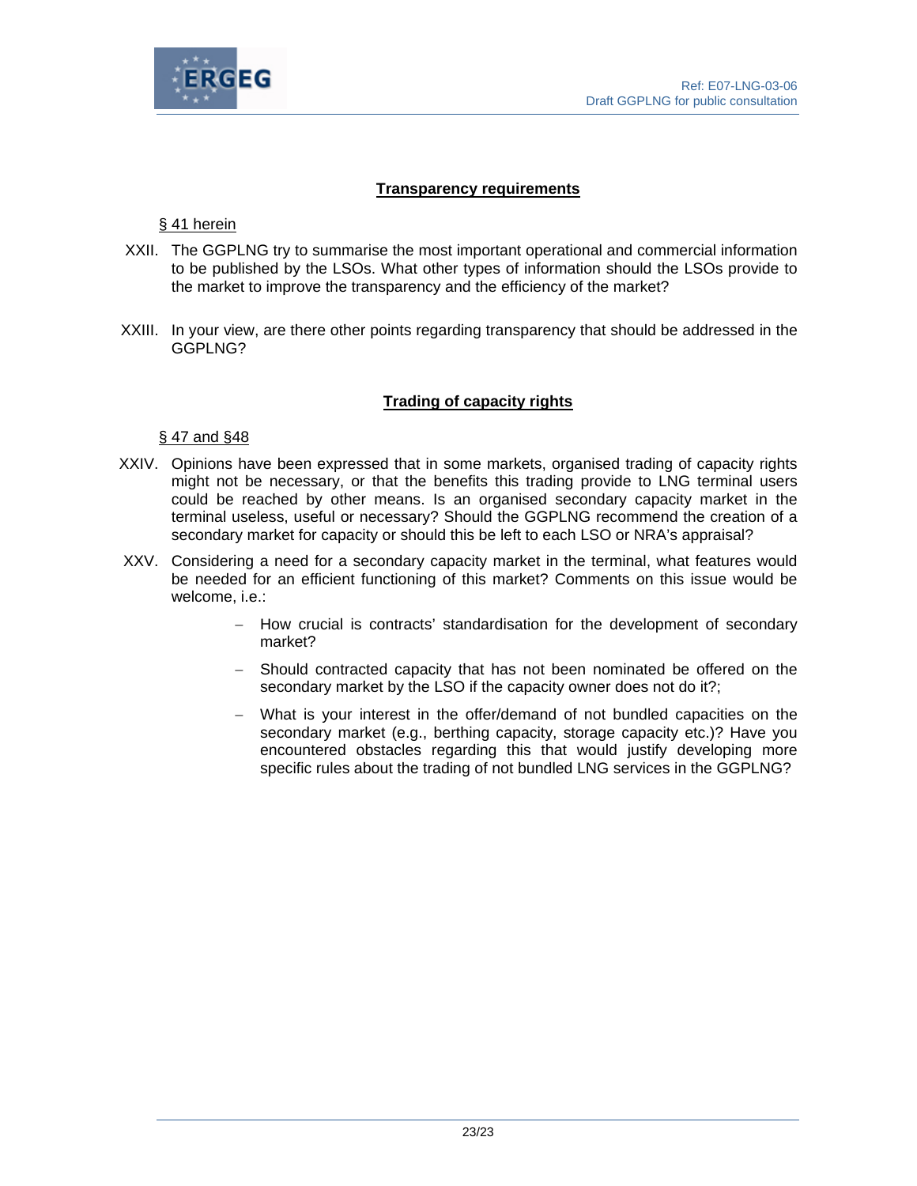**Transparency requirements**

§ 41 herein

XXII. The GGPLNG try to summarise the most important operational and commercial information to be published by the LSOs. What other types of information should the LSOs provide to the market to improve the transparency and the efficiency of the market?

XXIII. In your view, are there other points regarding transparency that should be addressed in the GGPLNG?

**Trading of capacity rights**

§ 47 and §48

XXIV. Opinions have been expressed that in some markets, organised trading of capacity rights might not be necessary, or that the benefits this trading provide to LNG terminal users could be reached by other means. Is an organised secondary capacity market in the terminal useless, useful or necessary? Should the GGPLNG recommend the creation of a secondary market for capacity or should this be left to each LSO or NRA's appraisal?

XXV. Considering a need for a secondary capacity market in the terminal, what features would be needed for an efficient functioning of this market? Comments on this issue would be welcome, i.e.:

- How crucial is contracts' standardisation for the development of secondary market?
- Should contracted capacity that has not been nominated be offered on the secondary market by the LSO if the capacity owner does not do it?;
- What is your interest in the offer/demand of not bundled capacities on the secondary market (e.g., berthing capacity, storage capacity etc.)? Have you encountered obstacles regarding this that would justify developing more specific rules about the trading of not bundled LNG services in the GGPLNG?